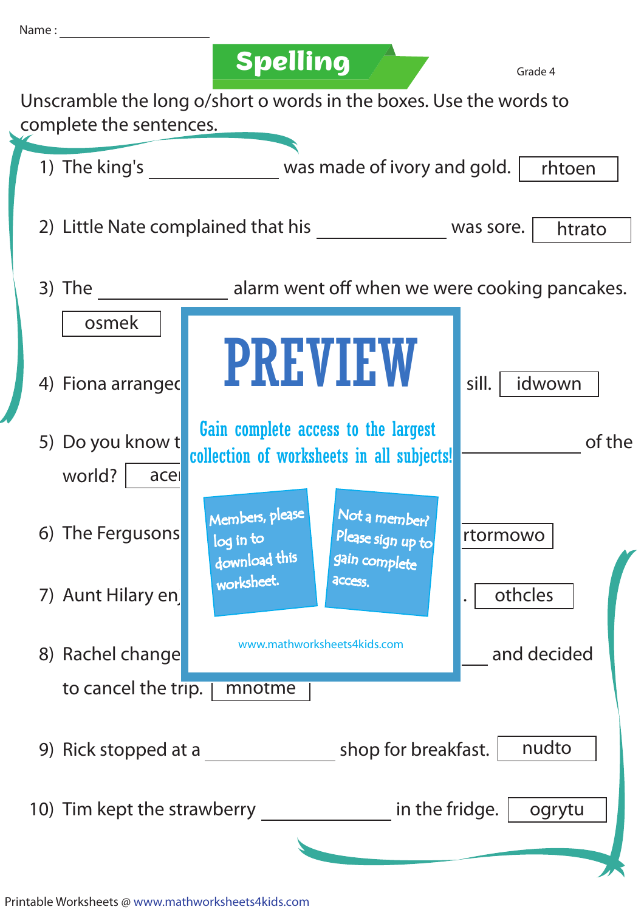Name : ____________________

# Spelling

Grade 4

Unscramble the long o/short o words in the boxes. Use the words to complete the sentences.

1) The king's ______________ was made of ivory and gold. | rhtoen |

2) Little Nate complained that his ______________ was sore. | htrato |

3) The ______________ alarm went off when we were cooking pancakes. | osmek |

4) Fiona arranged ... sill. | idwown |

5) Do you know t... ______________ of the world? | ace...

6) The Fergusons ... | rtormowo |

7) Aunt Hilary en... . | othcles |

8) Rachel change... ______________ and decided to cancel the trip. | mnotme |

9) Rick stopped at a ______________ shop for breakfast. | nudto |

10) Tim kept the strawberry ______________ in the fridge. | ogrytu |

PREVIEW

Gain complete access to the largest collection of worksheets in all subjects!

Members, please log in to download this worksheet.

Not a member? Please sign up to gain complete access.

www.mathworksheets4kids.com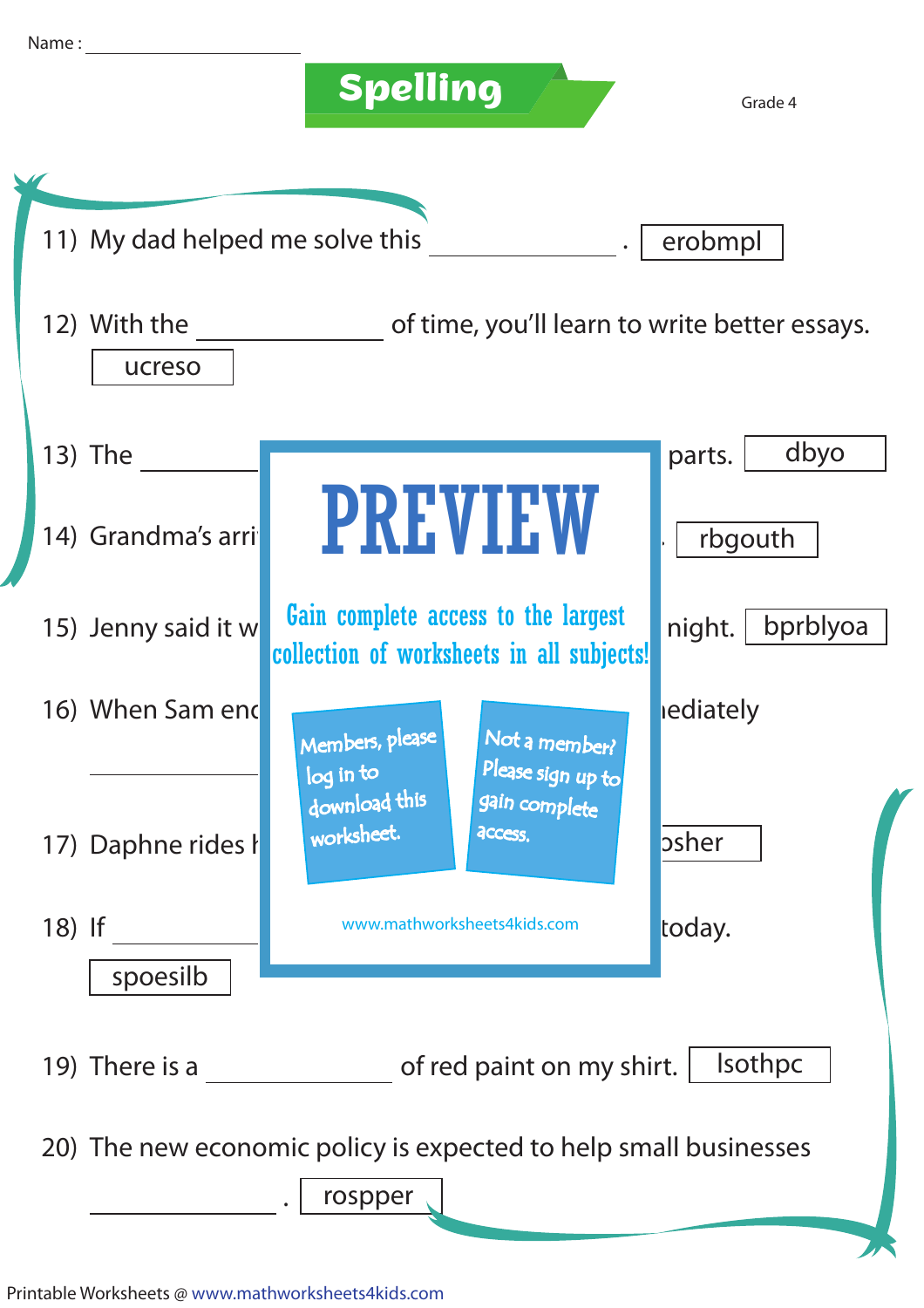Name : ____________________

# Spelling

Grade 4

11) My dad helped me solve this ______________ . erobmpl

12) With the ______________ of time, you'll learn to write better essays. ucreso

13) The ________ parts. dbyo

14) Grandma's arri . rbgouth

15) Jenny said it w night. bprblyoa

16) When Sam enc ıediately

________

17) Daphne rides h osher

18) If ________ today. spoesilb

PREVIEW

Gain complete access to the largest collection of worksheets in all subjects!

Members, please log in to download this worksheet.

Not a member? Please sign up to gain complete access.

www.mathworksheets4kids.com

19) There is a ______________ of red paint on my shirt. lsothpc

20) The new economic policy is expected to help small businesses ______________ . rospper

Printable Worksheets @ www.mathworksheets4kids.com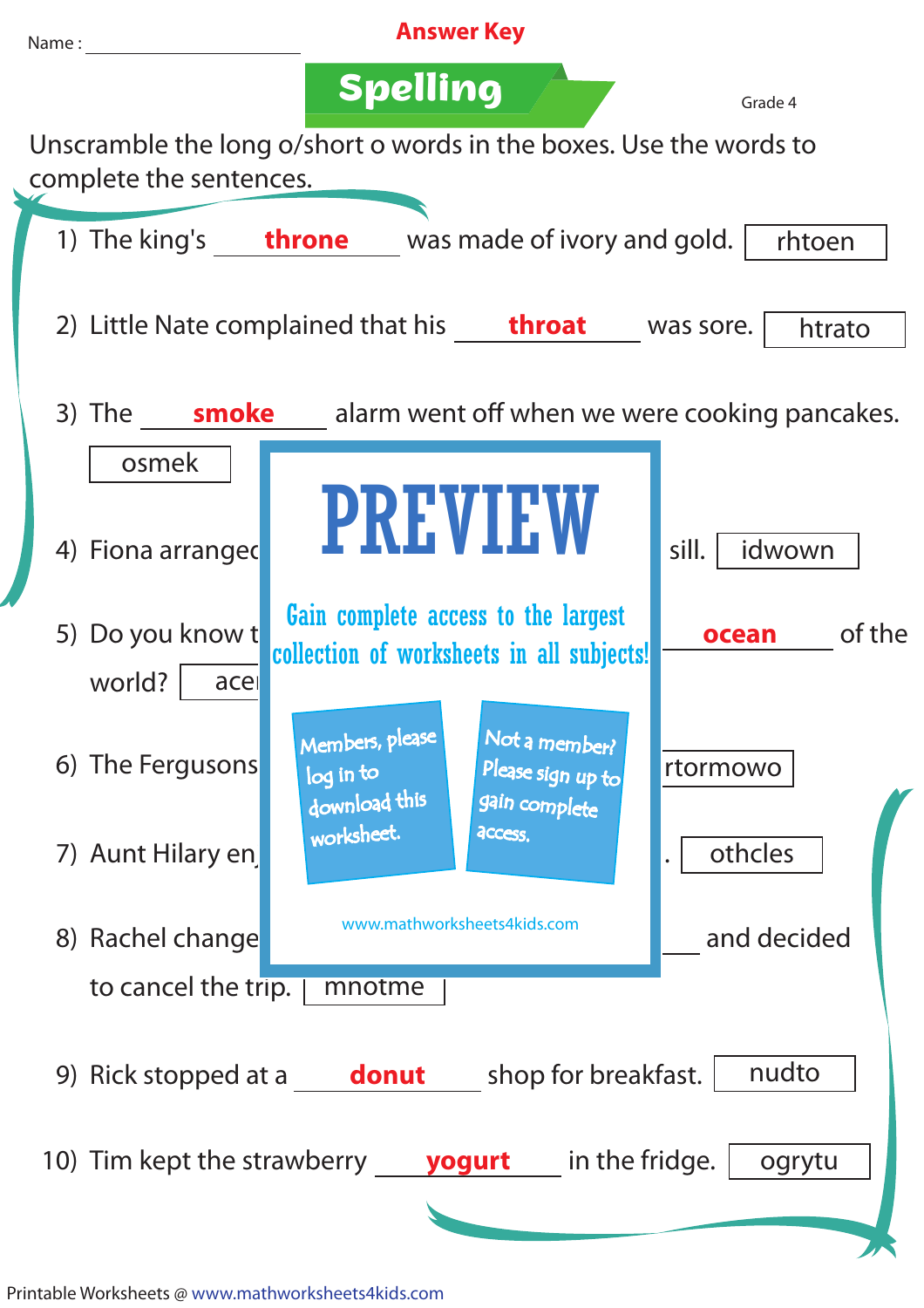Name : ____________________

**Answer Key**

# Spelling

Grade 4

Unscramble the long o/short o words in the boxes. Use the words to complete the sentences.

1) The king's **throne** was made of ivory and gold. | rhtoen |

2) Little Nate complained that his **throat** was sore. | htrato |

3) The **smoke** alarm went off when we were cooking pancakes. | osmek |

4) Fiona arrange[...] sill. | idwown |

5) Do you know t[...] **ocean** of the world? | ace[...] |

6) The Fergusons [...] | rtormowo |

7) Aunt Hilary en[...]. | othcles |

8) Rachel change[...] and decided to cancel the trip. | mnotme |

PREVIEW

Gain complete access to the largest collection of worksheets in all subjects!

Members, please log in to download this worksheet.

Not a member? Please sign up to gain complete access.

www.mathworksheets4kids.com

9) Rick stopped at a **donut** shop for breakfast. | nudto |

10) Tim kept the strawberry **yogurt** in the fridge. | ogrytu |

Printable Worksheets @ www.mathworksheets4kids.com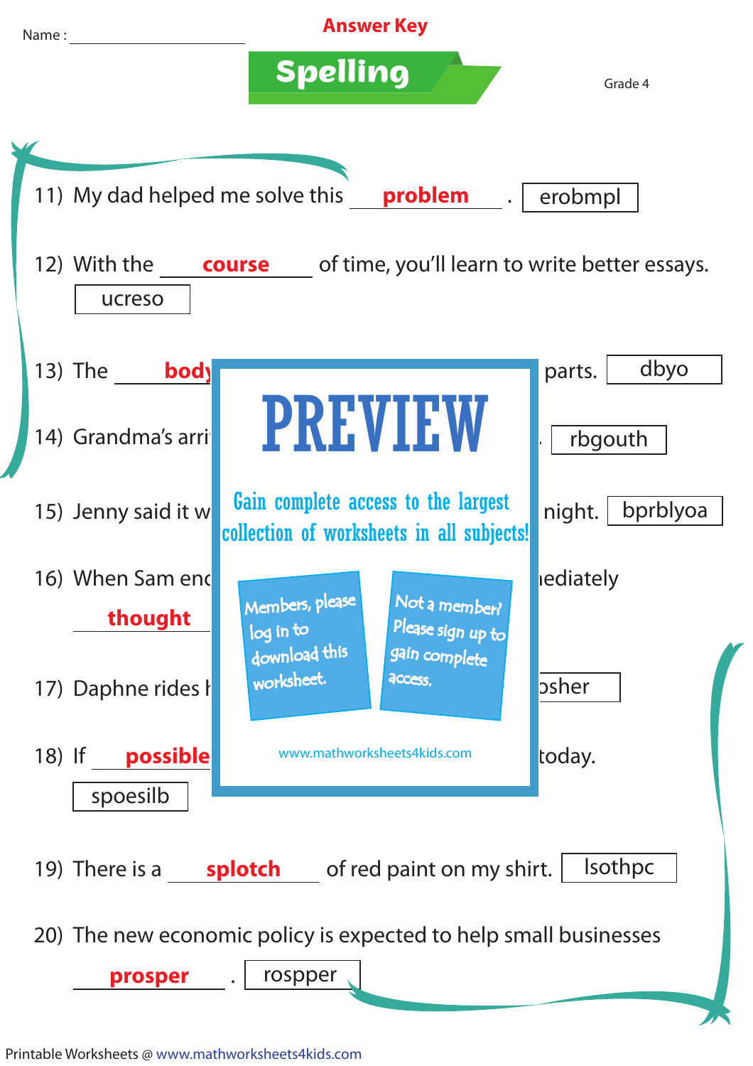Name : ____________________

**Answer Key**

# Spelling

Grade 4

11) My dad helped me solve this **problem** . erobmpl

12) With the **course** of time, you'll learn to write better essays. ucreso

13) The **bod**y ... parts. dbyo

14) Grandma's arri... . rbgouth

15) Jenny said it w... night. bprblyoa

16) When Sam enc... ...ediately **thought** ...

17) Daphne rides ... ...osher

18) If **possible** ... today. spoesilb

**PREVIEW**

Gain complete access to the largest collection of worksheets in all subjects!

Members, please log in to download this worksheet.

Not a member? Please sign up to gain complete access.

www.mathworksheets4kids.com

19) There is a **splotch** of red paint on my shirt. lsothpc

20) The new economic policy is expected to help small businesses **prosper** . rospper

Printable Worksheets @ www.mathworksheets4kids.com